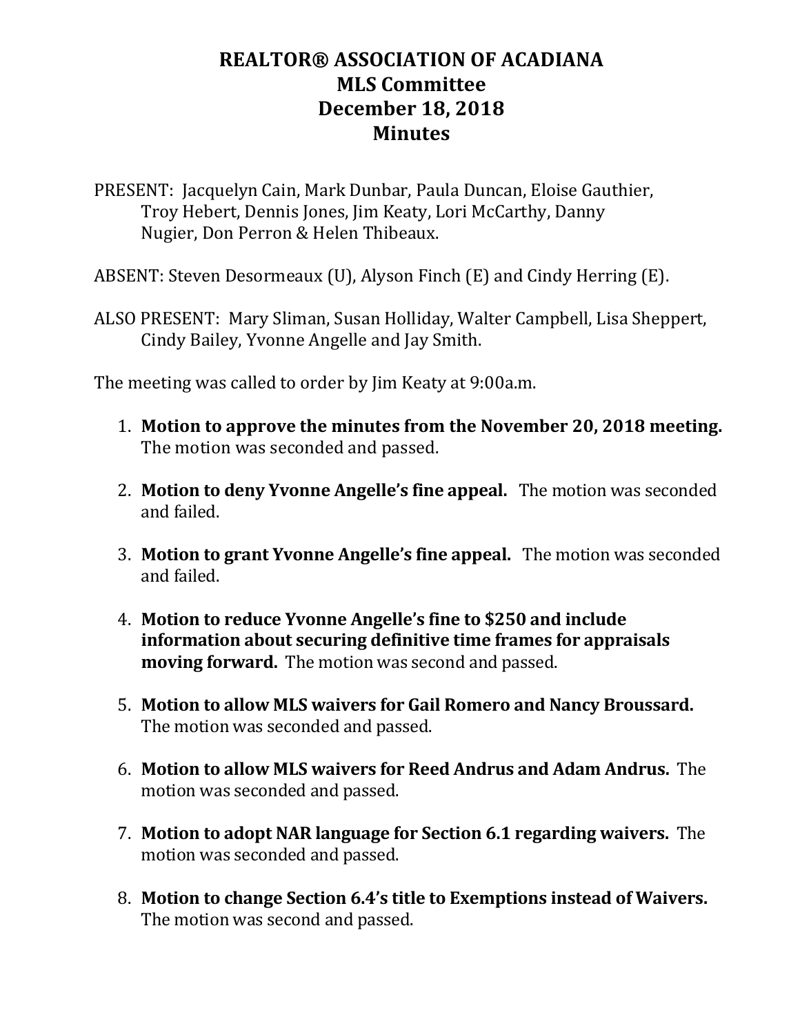# REALTOR® ASSOCIATION OF ACADIANA
# MLS Committee
# December 18, 2018
# Minutes

PRESENT: Jacquelyn Cain, Mark Dunbar, Paula Duncan, Eloise Gauthier, Troy Hebert, Dennis Jones, Jim Keaty, Lori McCarthy, Danny Nugier, Don Perron & Helen Thibeaux.

ABSENT: Steven Desormeaux (U), Alyson Finch (E) and Cindy Herring (E).

ALSO PRESENT: Mary Sliman, Susan Holliday, Walter Campbell, Lisa Sheppert, Cindy Bailey, Yvonne Angelle and Jay Smith.

The meeting was called to order by Jim Keaty at 9:00a.m.

1. **Motion to approve the minutes from the November 20, 2018 meeting.** The motion was seconded and passed.
2. **Motion to deny Yvonne Angelle's fine appeal.** The motion was seconded and failed.
3. **Motion to grant Yvonne Angelle's fine appeal.** The motion was seconded and failed.
4. **Motion to reduce Yvonne Angelle's fine to $250 and include information about securing definitive time frames for appraisals moving forward.** The motion was second and passed.
5. **Motion to allow MLS waivers for Gail Romero and Nancy Broussard.** The motion was seconded and passed.
6. **Motion to allow MLS waivers for Reed Andrus and Adam Andrus.** The motion was seconded and passed.
7. **Motion to adopt NAR language for Section 6.1 regarding waivers.** The motion was seconded and passed.
8. **Motion to change Section 6.4's title to Exemptions instead of Waivers.** The motion was second and passed.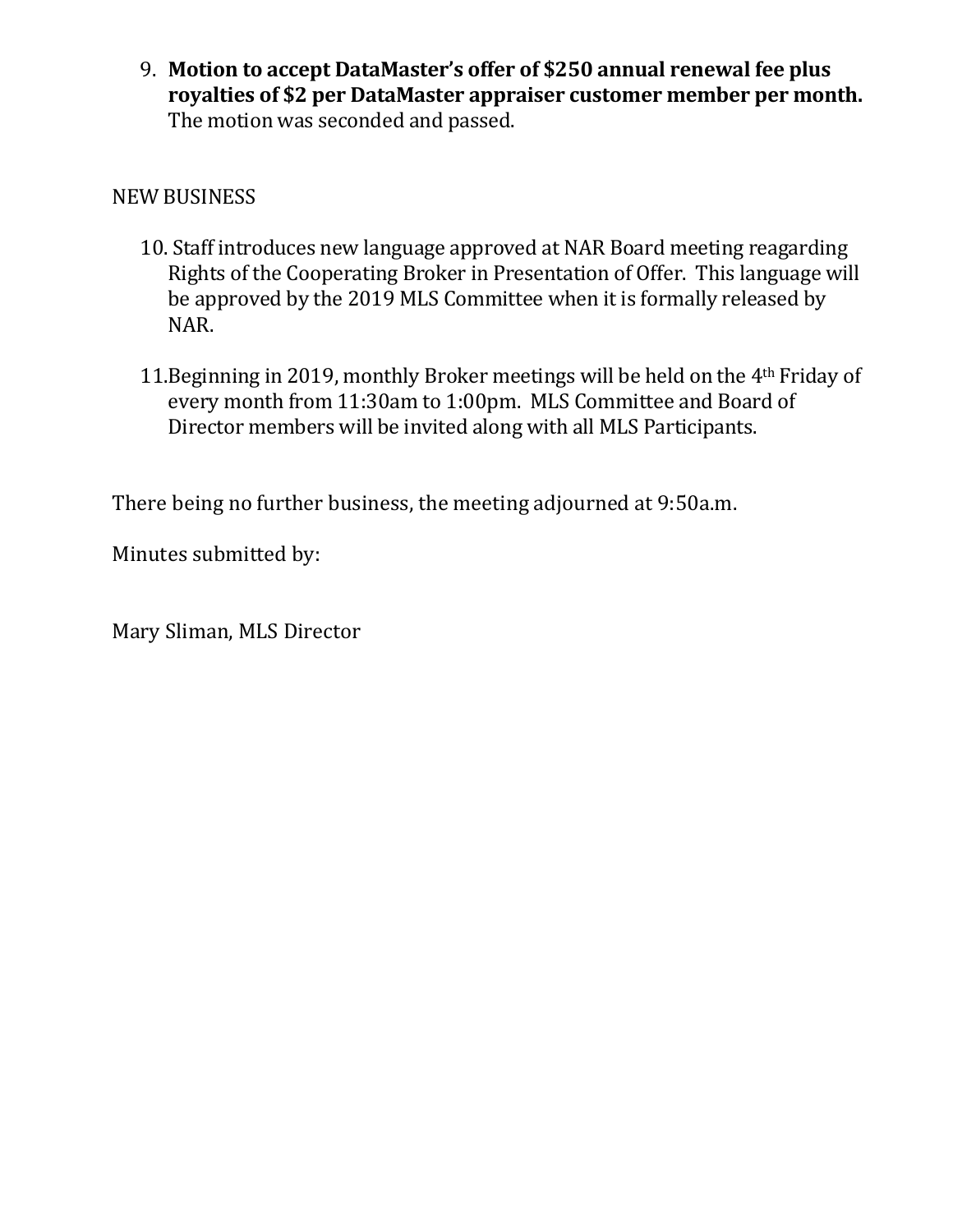9. **Motion to accept DataMaster's offer of $250 annual renewal fee plus royalties of $2 per DataMaster appraiser customer member per month.** The motion was seconded and passed.

NEW BUSINESS

10. Staff introduces new language approved at NAR Board meeting reagarding Rights of the Cooperating Broker in Presentation of Offer. This language will be approved by the 2019 MLS Committee when it is formally released by NAR.

11. Beginning in 2019, monthly Broker meetings will be held on the 4th Friday of every month from 11:30am to 1:00pm. MLS Committee and Board of Director members will be invited along with all MLS Participants.

There being no further business, the meeting adjourned at 9:50a.m.

Minutes submitted by:

Mary Sliman, MLS Director